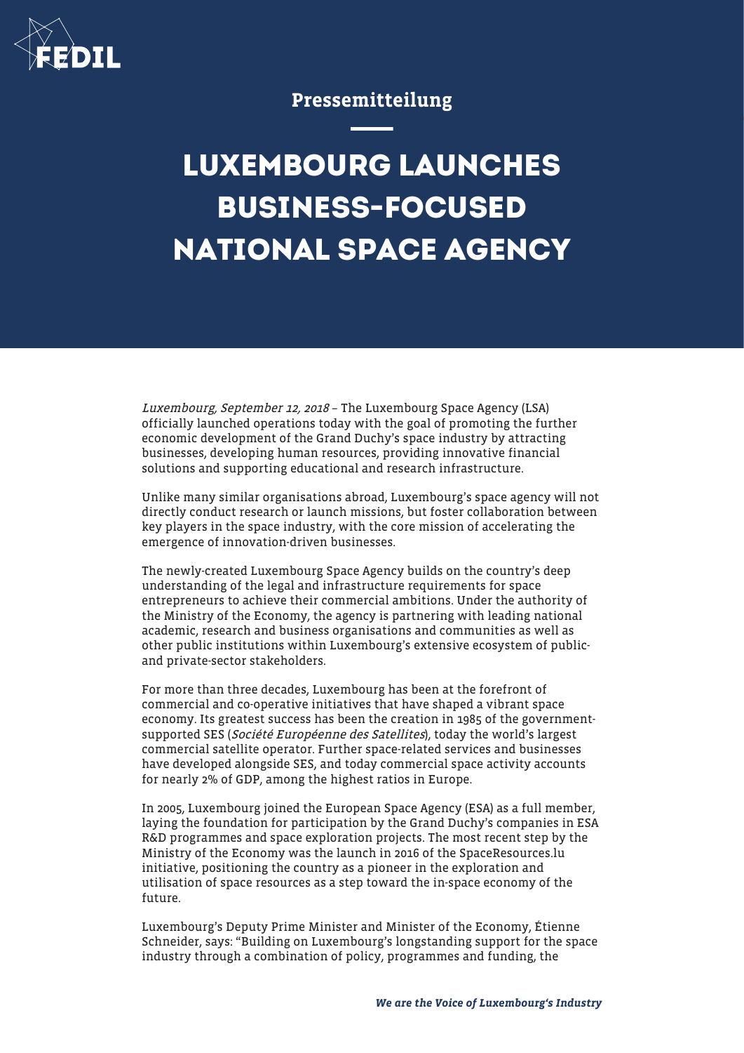FEDIL

Pressemitteilung

# LUXEMBOURG LAUNCHES BUSINESS-FOCUSED NATIONAL SPACE AGENCY

*Luxembourg, September 12, 2018* – The Luxembourg Space Agency (LSA) officially launched operations today with the goal of promoting the further economic development of the Grand Duchy's space industry by attracting businesses, developing human resources, providing innovative financial solutions and supporting educational and research infrastructure.

Unlike many similar organisations abroad, Luxembourg's space agency will not directly conduct research or launch missions, but foster collaboration between key players in the space industry, with the core mission of accelerating the emergence of innovation-driven businesses.

The newly-created Luxembourg Space Agency builds on the country's deep understanding of the legal and infrastructure requirements for space entrepreneurs to achieve their commercial ambitions. Under the authority of the Ministry of the Economy, the agency is partnering with leading national academic, research and business organisations and communities as well as other public institutions within Luxembourg's extensive ecosystem of public- and private-sector stakeholders.

For more than three decades, Luxembourg has been at the forefront of commercial and co-operative initiatives that have shaped a vibrant space economy. Its greatest success has been the creation in 1985 of the government-supported SES (*Société Européenne des Satellites*), today the world's largest commercial satellite operator. Further space-related services and businesses have developed alongside SES, and today commercial space activity accounts for nearly 2% of GDP, among the highest ratios in Europe.

In 2005, Luxembourg joined the European Space Agency (ESA) as a full member, laying the foundation for participation by the Grand Duchy's companies in ESA R&D programmes and space exploration projects. The most recent step by the Ministry of the Economy was the launch in 2016 of the SpaceResources.lu initiative, positioning the country as a pioneer in the exploration and utilisation of space resources as a step toward the in-space economy of the future.

Luxembourg's Deputy Prime Minister and Minister of the Economy, Étienne Schneider, says: "Building on Luxembourg's longstanding support for the space industry through a combination of policy, programmes and funding, the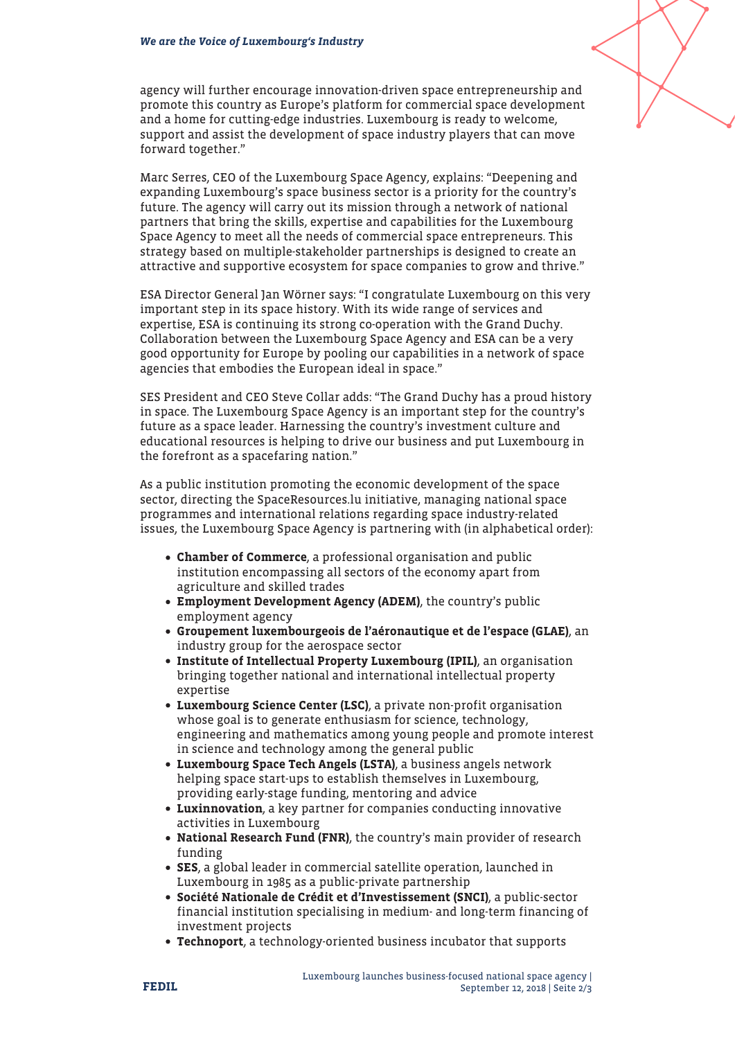agency will further encourage innovation-driven space entrepreneurship and promote this country as Europe's platform for commercial space development and a home for cutting-edge industries. Luxembourg is ready to welcome, support and assist the development of space industry players that can move forward together."

Marc Serres, CEO of the Luxembourg Space Agency, explains: "Deepening and expanding Luxembourg's space business sector is a priority for the country's future. The agency will carry out its mission through a network of national partners that bring the skills, expertise and capabilities for the Luxembourg Space Agency to meet all the needs of commercial space entrepreneurs. This strategy based on multiple-stakeholder partnerships is designed to create an attractive and supportive ecosystem for space companies to grow and thrive."

ESA Director General Jan Wörner says: "I congratulate Luxembourg on this very important step in its space history. With its wide range of services and expertise, ESA is continuing its strong co-operation with the Grand Duchy. Collaboration between the Luxembourg Space Agency and ESA can be a very good opportunity for Europe by pooling our capabilities in a network of space agencies that embodies the European ideal in space."

SES President and CEO Steve Collar adds: "The Grand Duchy has a proud history in space. The Luxembourg Space Agency is an important step for the country's future as a space leader. Harnessing the country's investment culture and educational resources is helping to drive our business and put Luxembourg in the forefront as a spacefaring nation."

As a public institution promoting the economic development of the space sector, directing the SpaceResources.lu initiative, managing national space programmes and international relations regarding space industry-related issues, the Luxembourg Space Agency is partnering with (in alphabetical order):

- **Chamber of Commerce**, a professional organisation and public institution encompassing all sectors of the economy apart from agriculture and skilled trades
- **Employment Development Agency (ADEM)**, the country's public employment agency
- **Groupement luxembourgeois de l'aéronautique et de l'espace (GLAE)**, an industry group for the aerospace sector
- **Institute of Intellectual Property Luxembourg (IPIL)**, an organisation bringing together national and international intellectual property expertise
- **Luxembourg Science Center (LSC)**, a private non-profit organisation whose goal is to generate enthusiasm for science, technology, engineering and mathematics among young people and promote interest in science and technology among the general public
- **Luxembourg Space Tech Angels (LSTA)**, a business angels network helping space start-ups to establish themselves in Luxembourg, providing early-stage funding, mentoring and advice
- **Luxinnovation**, a key partner for companies conducting innovative activities in Luxembourg
- **National Research Fund (FNR)**, the country's main provider of research funding
- **SES**, a global leader in commercial satellite operation, launched in Luxembourg in 1985 as a public-private partnership
- **Société Nationale de Crédit et d'Investissement (SNCI)**, a public-sector financial institution specialising in medium- and long-term financing of investment projects
- **Technoport**, a technology-oriented business incubator that supports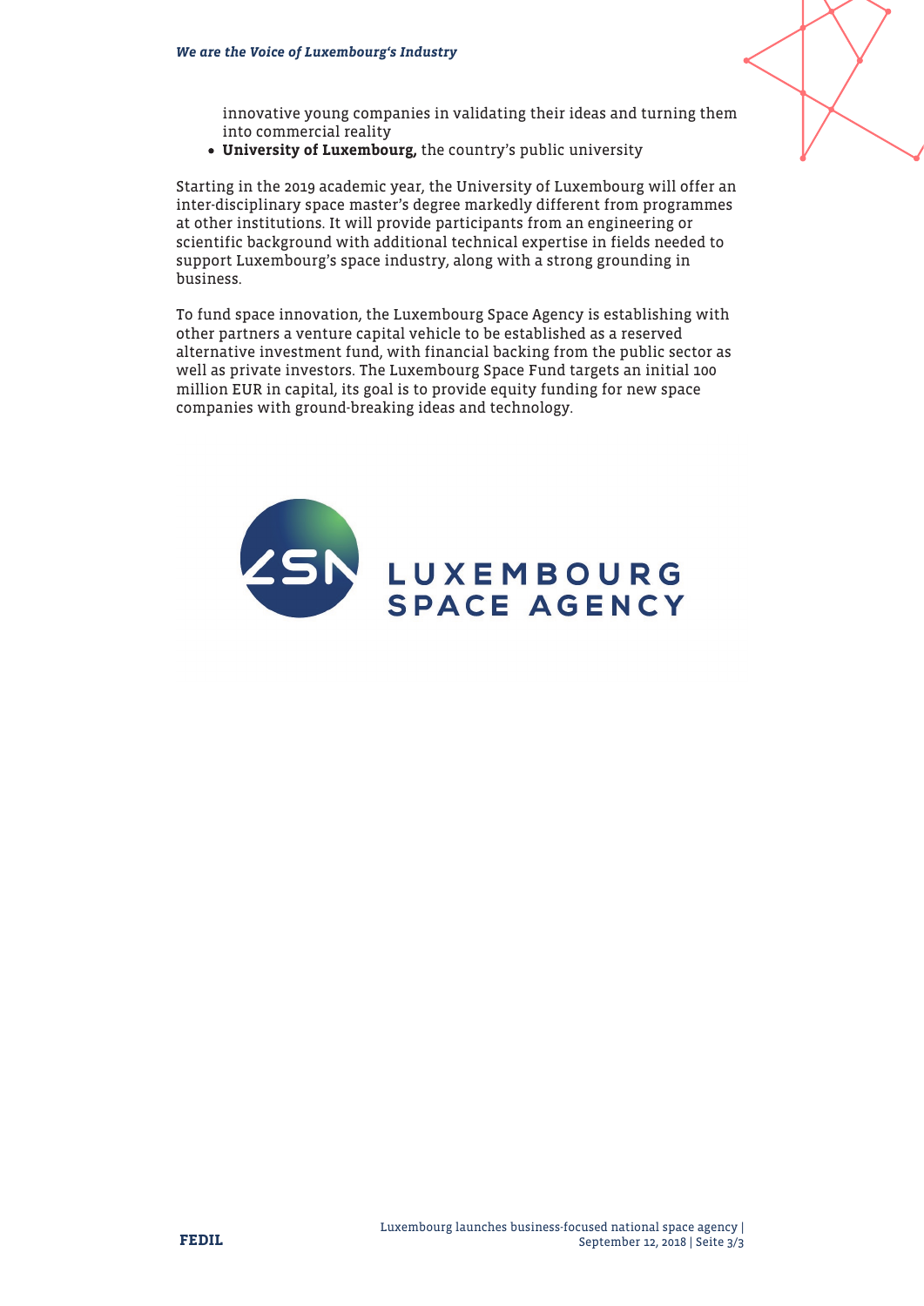innovative young companies in validating their ideas and turning them into commercial reality

- **University of Luxembourg,** the country's public university

Starting in the 2019 academic year, the University of Luxembourg will offer an inter-disciplinary space master's degree markedly different from programmes at other institutions. It will provide participants from an engineering or scientific background with additional technical expertise in fields needed to support Luxembourg's space industry, along with a strong grounding in business.

To fund space innovation, the Luxembourg Space Agency is establishing with other partners a venture capital vehicle to be established as a reserved alternative investment fund, with financial backing from the public sector as well as private investors. The Luxembourg Space Fund targets an initial 100 million EUR in capital, its goal is to provide equity funding for new space companies with ground-breaking ideas and technology.

LSA LUXEMBOURG SPACE AGENCY